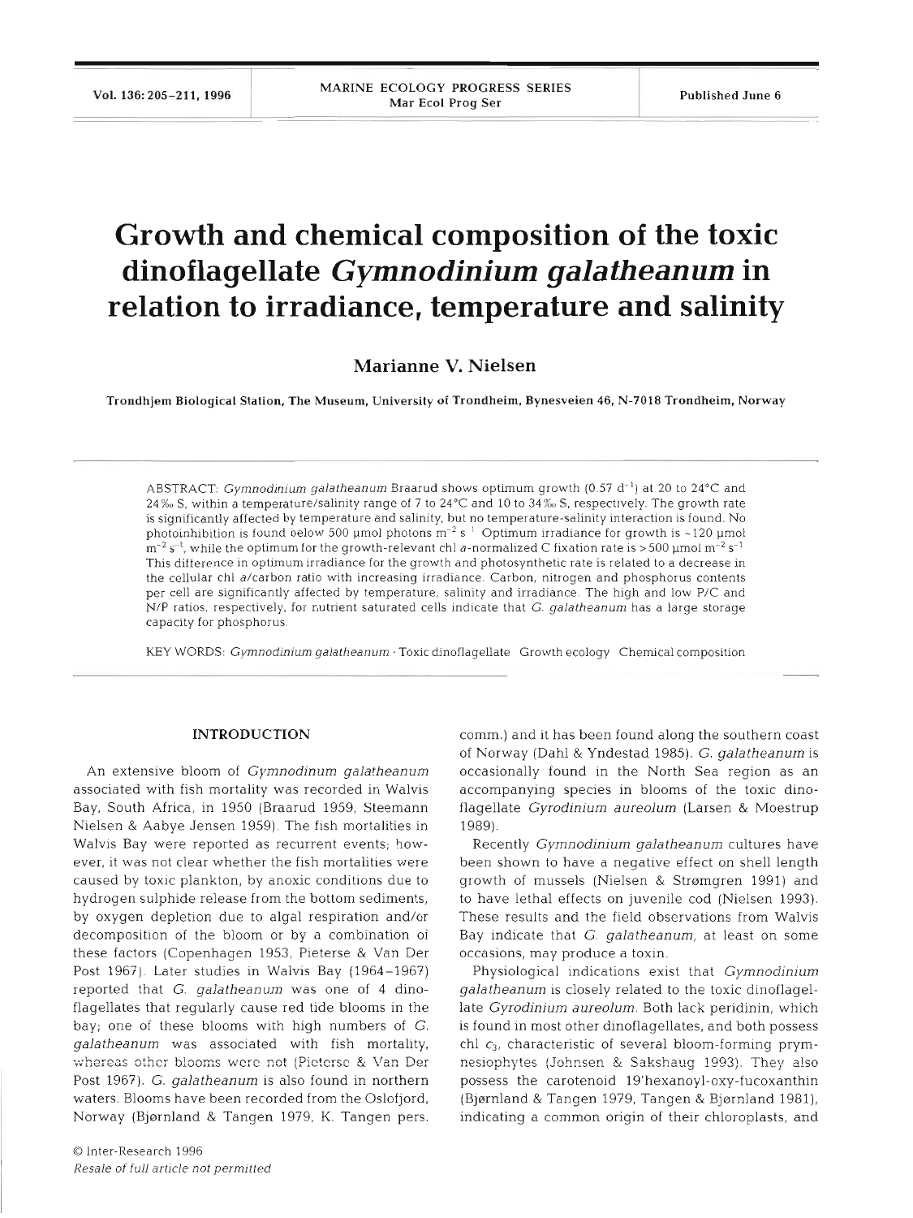# Growth and chemical composition of the toxic dinoflagellate *Gymnodinium galatheanum* in relation to irradiance, temperature and salinity

**Marianne V. Nielsen**

Trondhjem Biological Station, The Museum, University of Trondheim, Bynesveien 46, N-7018 Trondheim, Norway

ABSTRACT: *Gymnodinium galatheanum* Braarud shows optimum growth (0.57 $d^{-1}$) at 20 to 24°C and 24‰ S, within a temperature/salinity range of 7 to 24°C and 10 to 34‰ S, respectively. The growth rate is significantly affected by temperature and salinity, but no temperature-salinity interaction is found. No photoinhibition is found below 500 µmol photons $m^{-2}$ $s^{-1}$. Optimum irradiance for growth is ~120 µmol $m^{-2}$ $s^{-1}$, while the optimum for the growth-relevant chl *a*-normalized C fixation rate is >500 µmol $m^{-2}$ $s^{-1}$. This difference in optimum irradiance for the growth and photosynthetic rate is related to a decrease in the cellular chl *a*/carbon ratio with increasing irradiance. Carbon, nitrogen and phosphorus contents per cell are significantly affected by temperature, salinity and irradiance. The high and low P/C and N/P ratios, respectively, for nutrient saturated cells indicate that *G. galatheanum* has a large storage capacity for phosphorus.

KEY WORDS: *Gymnodinium galatheanum* · Toxic dinoflagellate · Growth ecology · Chemical composition

## INTRODUCTION

An extensive bloom of *Gymnodinum galatheanum* associated with fish mortality was recorded in Walvis Bay, South Africa, in 1950 (Braarud 1959, Steemann Nielsen & Aabye Jensen 1959). The fish mortalities in Walvis Bay were reported as recurrent events; however, it was not clear whether the fish mortalities were caused by toxic plankton, by anoxic conditions due to hydrogen sulphide release from the bottom sediments, by oxygen depletion due to algal respiration and/or decomposition of the bloom or by a combination of these factors (Copenhagen 1953, Pieterse & Van Der Post 1967). Later studies in Walvis Bay (1964–1967) reported that *G. galatheanum* was one of 4 dinoflagellates that regularly cause red tide blooms in the bay; one of these blooms with high numbers of *G. galatheanum* was associated with fish mortality, whereas other blooms were not (Pieterse & Van Der Post 1967). *G. galatheanum* is also found in northern waters. Blooms have been recorded from the Oslofjord, Norway (Bjørnland & Tangen 1979, K. Tangen pers. comm.) and it has been found along the southern coast of Norway (Dahl & Yndestad 1985). *G. galatheanum* is occasionally found in the North Sea region as an accompanying species in blooms of the toxic dinoflagellate *Gyrodinium aureolum* (Larsen & Moestrup 1989).

Recently *Gymnodinium galatheanum* cultures have been shown to have a negative effect on shell length growth of mussels (Nielsen & Strømgren 1991) and to have lethal effects on juvenile cod (Nielsen 1993). These results and the field observations from Walvis Bay indicate that *G. galatheanum*, at least on some occasions, may produce a toxin.

Physiological indications exist that *Gymnodinium galatheanum* is closely related to the toxic dinoflagellate *Gyrodinium aureolum*. Both lack peridinin, which is found in most other dinoflagellates, and both possess chl $c_3$, characteristic of several bloom-forming prymnesiophytes (Johnsen & Sakshaug 1993). They also possess the carotenoid 19'hexanoyl-oxy-fucoxanthin (Bjørnland & Tangen 1979, Tangen & Bjørnland 1981), indicating a common origin of their chloroplasts, and

© Inter-Research 1996
*Resale of full article not permitted*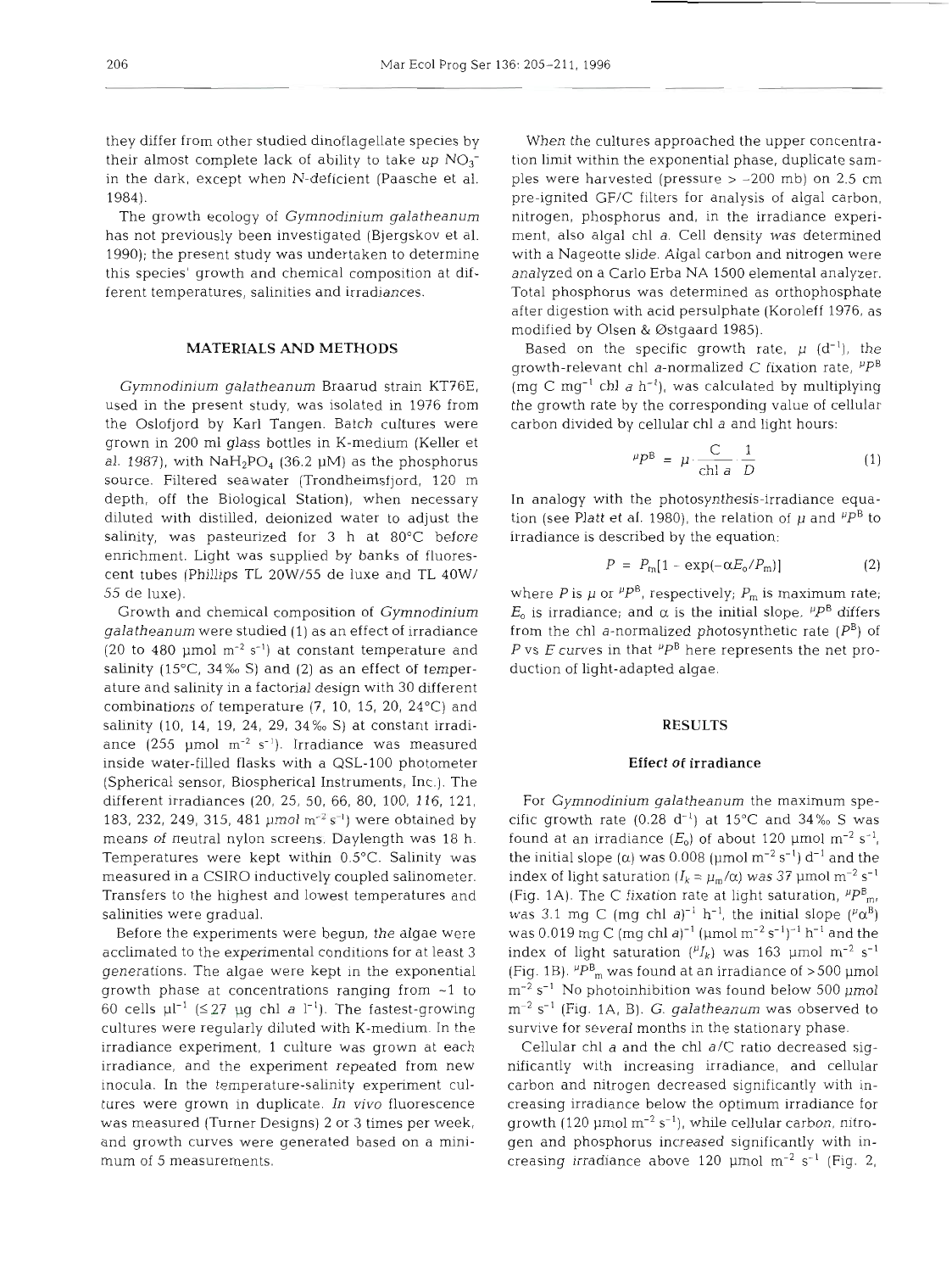they differ from other studied dinoflagellate species by their almost complete lack of ability to take up $NO_3^-$ in the dark, except when N-deficient (Paasche et al. 1984).

The growth ecology of *Gymnodinium galatheanum* has not previously been investigated (Bjergskov et al. 1990); the present study was undertaken to determine this species' growth and chemical composition at different temperatures, salinities and irradiances.

## MATERIALS AND METHODS

*Gymnodinium galatheanum* Braarud strain KT76E, used in the present study, was isolated in 1976 from the Oslofjord by Karl Tangen. Batch cultures were grown in 200 ml glass bottles in K-medium (Keller et al. 1987), with $NaH_2PO_4$ (36.2 µM) as the phosphorus source. Filtered seawater (Trondheimsfjord, 120 m depth, off the Biological Station), when necessary diluted with distilled, deionized water to adjust the salinity, was pasteurized for 3 h at 80°C before enrichment. Light was supplied by banks of fluorescent tubes (Phillips TL 20W/55 de luxe and TL 40W/55 de luxe).

Growth and chemical composition of *Gymnodinium galatheanum* were studied (1) as an effect of irradiance (20 to 480 µmol $m^{-2}$ $s^{-1}$) at constant temperature and salinity (15°C, 34‰ S) and (2) as an effect of temperature and salinity in a factorial design with 30 different combinations of temperature (7, 10, 15, 20, 24°C) and salinity (10, 14, 19, 24, 29, 34‰ S) at constant irradiance (255 µmol $m^{-2}$ $s^{-1}$). Irradiance was measured inside water-filled flasks with a QSL-100 photometer (Spherical sensor, Biospherical Instruments, Inc.). The different irradiances (20, 25, 50, 66, 80, 100, 116, 121, 183, 232, 249, 315, 481 µmol $m^{-2}$ $s^{-1}$) were obtained by means of neutral nylon screens. Daylength was 18 h. Temperatures were kept within 0.5°C. Salinity was measured in a CSIRO inductively coupled salinometer. Transfers to the highest and lowest temperatures and salinities were gradual.

Before the experiments were begun, the algae were acclimated to the experimental conditions for at least 3 generations. The algae were kept in the exponential growth phase at concentrations ranging from ~1 to 60 cells $\mu l^{-1}$ (≤27 µg chl *a* $l^{-1}$). The fastest-growing cultures were regularly diluted with K-medium. In the irradiance experiment, 1 culture was grown at each irradiance, and the experiment repeated from new inocula. In the temperature-salinity experiment cultures were grown in duplicate. *In vivo* fluorescence was measured (Turner Designs) 2 or 3 times per week, and growth curves were generated based on a minimum of 5 measurements.

When the cultures approached the upper concentration limit within the exponential phase, duplicate samples were harvested (pressure > −200 mb) on 2.5 cm pre-ignited GF/C filters for analysis of algal carbon, nitrogen, phosphorus and, in the irradiance experiment, also algal chl *a*. Cell density was determined with a Nageotte slide. Algal carbon and nitrogen were analyzed on a Carlo Erba NA 1500 elemental analyzer. Total phosphorus was determined as orthophosphate after digestion with acid persulphate (Koroleff 1976, as modified by Olsen & Østgaard 1985).

Based on the specific growth rate, $\mu$ ($d^{-1}$), the growth-relevant chl *a*-normalized C fixation rate, ${}^{\mu}P^{B}$ (mg C $mg^{-1}$ chl *a* $h^{-1}$), was calculated by multiplying the growth rate by the corresponding value of cellular carbon divided by cellular chl *a* and light hours:

$$ {}^{\mu}P^{B} = \mu \cdot \frac{C}{\text{chl } a} \cdot \frac{1}{D} \tag{1}$$

In analogy with the photosynthesis-irradiance equation (see Platt et al. 1980), the relation of $\mu$ and ${}^{\mu}P^{B}$ to irradiance is described by the equation:

$$ P = P_m[1 - \exp(-\alpha E_o/P_m)] \tag{2}$$

where $P$ is $\mu$ or ${}^{\mu}P^{B}$, respectively; $P_m$ is maximum rate; $E_o$ is irradiance; and $\alpha$ is the initial slope. ${}^{\mu}P^{B}$ differs from the chl *a*-normalized photosynthetic rate ($P^B$) of *P* vs *E* curves in that ${}^{\mu}P^{B}$ here represents the net production of light-adapted algae.

## RESULTS

### Effect of irradiance

For *Gymnodinium galatheanum* the maximum specific growth rate (0.28 $d^{-1}$) at 15°C and 34‰ S was found at an irradiance ($E_o$) of about 120 µmol $m^{-2}$ $s^{-1}$, the initial slope ($\alpha$) was 0.008 (µmol $m^{-2}$ $s^{-1}$) $d^{-1}$ and the index of light saturation ($I_k = \mu_m/\alpha$) was 37 µmol $m^{-2}$ $s^{-1}$ (Fig. 1A). The C fixation rate at light saturation, ${}^{\mu}P^{B}_{m}$, was 3.1 mg C (mg chl *a*)$^{-1}$ $h^{-1}$, the initial slope (${}^{\mu}\alpha^{B}$) was 0.019 mg C (mg chl *a*)$^{-1}$ (µmol $m^{-2}$ $s^{-1}$)$^{-1}$ $h^{-1}$ and the index of light saturation (${}^{\mu}I_k$) was 163 µmol $m^{-2}$ $s^{-1}$ (Fig. 1B). ${}^{\mu}P^{B}_{m}$ was found at an irradiance of >500 µmol $m^{-2}$ $s^{-1}$. No photoinhibition was found below 500 µmol $m^{-2}$ $s^{-1}$ (Fig. 1A, B). *G. galatheanum* was observed to survive for several months in the stationary phase.

Cellular chl *a* and the chl *a*/C ratio decreased significantly with increasing irradiance, and cellular carbon and nitrogen decreased significantly with increasing irradiance below the optimum irradiance for growth (120 µmol $m^{-2}$ $s^{-1}$), while cellular carbon, nitrogen and phosphorus increased significantly with increasing irradiance above 120 µmol $m^{-2}$ $s^{-1}$ (Fig. 2,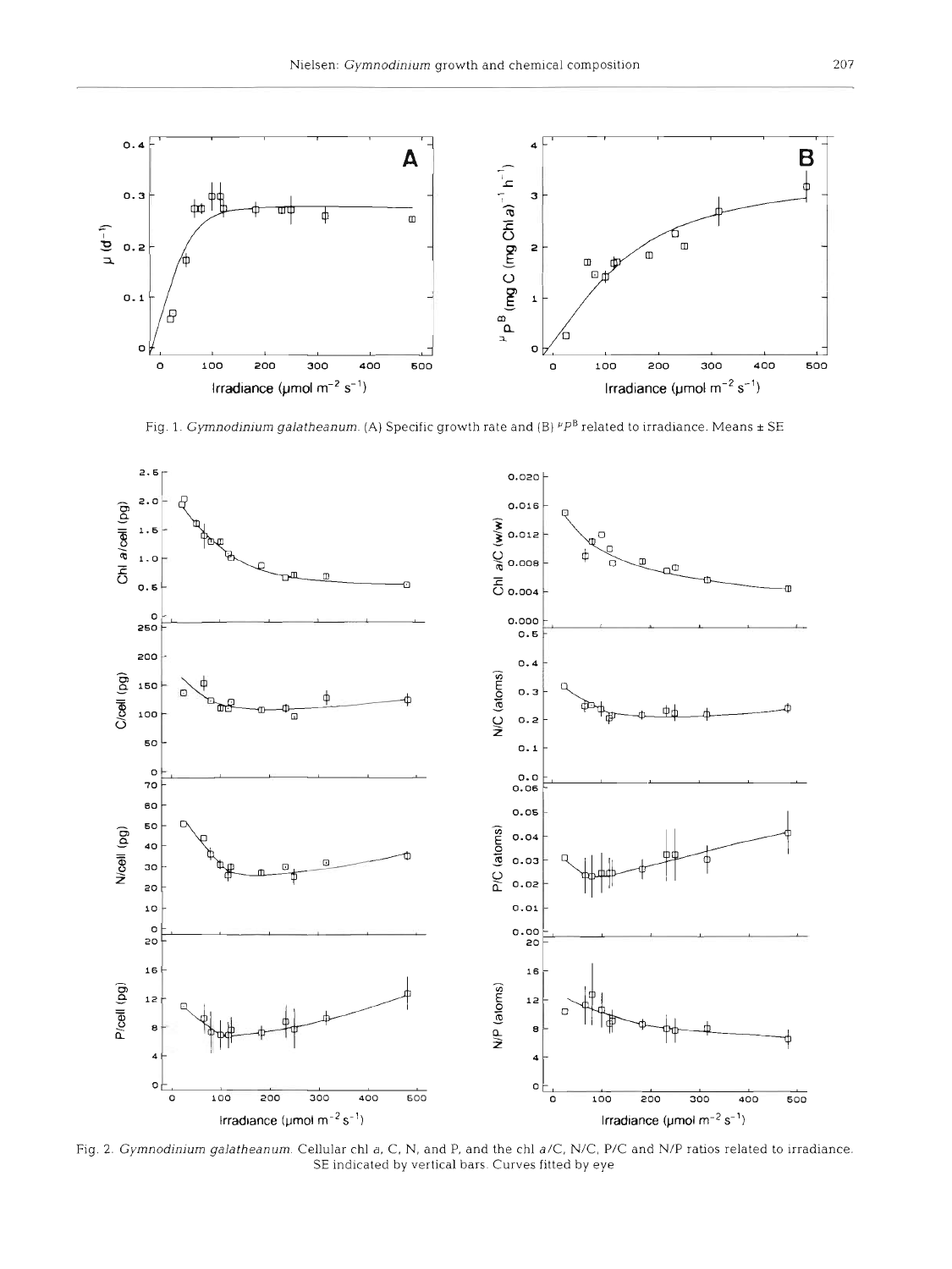Fig. 1. *Gymnodinium galatheanum*. (A) Specific growth rate and (B) $^{\mu}P^{B}$ related to irradiance. Means ± SE

Fig. 2. *Gymnodinium galatheanum*. Cellular chl *a*, C, N, and P, and the chl *a*/C, N/C, P/C and N/P ratios related to irradiance. SE indicated by vertical bars. Curves fitted by eye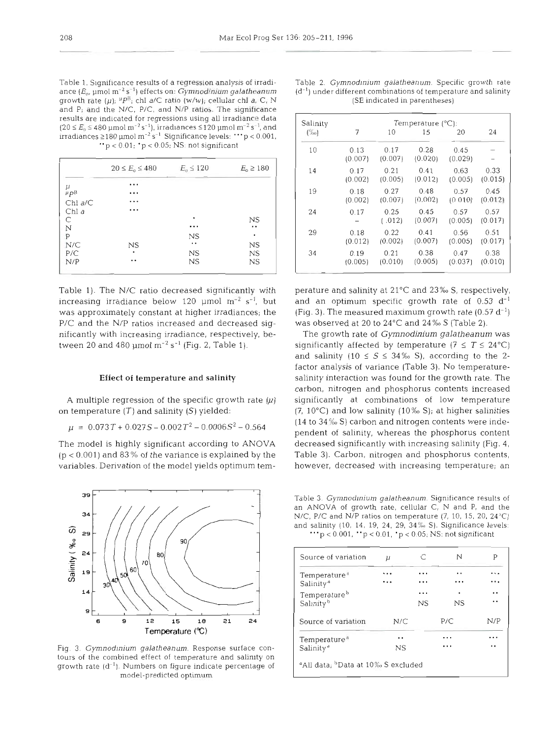Table 1. Significance results of a regression analysis of irradiance ($E_o$, µmol m$^{-2}$ s$^{-1}$) effects on: *Gymnodinium galatheanum* growth rate ($\mu$); $^{\mu}P^{B}$; chl *a*/C ratio (w/w); cellular chl *a*, C, N and P; and the N/C, P/C, and N/P ratios. The significance results are indicated for regressions using all irradiance data ($20 \le E_o \le 480$ µmol m$^{-2}$ s$^{-1}$), irradiances ≤120 µmol m$^{-2}$ s$^{-1}$, and irradiances ≥180 µmol m$^{-2}$ s$^{-1}$. Significance levels: ***p < 0.001, **p < 0.01; *p < 0.05; NS: not significant

| | $20 \le E_o \le 480$ | $E_o \le 120$ | $E_o \ge 180$ |
|---|---|---|---|
| $\mu$ | *** | | |
| $^{\mu}P^{B}$ | *** | | |
| Chl *a*/C | *** | | |
| Chl *a* | *** | | |
| C | | * | NS |
| N | | *** | ** |
| P | | NS | * |
| N/C | NS | ** | NS |
| P/C | * | NS | NS |
| N/P | ** | NS | NS |

Table 1). The N/C ratio decreased significantly with increasing irradiance below 120 µmol m$^{-2}$ s$^{-1}$, but was approximately constant at higher irradiances; the P/C and the N/P ratios increased and decreased significantly with increasing irradiance, respectively, between 20 and 480 µmol m$^{-2}$ s$^{-1}$ (Fig. 2, Table 1).

## Effect of temperature and salinity

A multiple regression of the specific growth rate ($\mu$) on temperature ($T$) and salinity ($S$) yielded:

$$\mu = 0.073T + 0.027S - 0.002T^2 - 0.0006S^2 - 0.564$$

The model is highly significant according to ANOVA (p < 0.001) and 83% of the variance is explained by the variables. Derivation of the model yields optimum temperature and salinity at 21°C and 23‰ S, respectively, and an optimum specific growth rate of 0.53 d$^{-1}$ (Fig. 3). The measured maximum growth rate (0.57 d$^{-1}$) was observed at 20 to 24°C and 24‰ S (Table 2).

Table 2. *Gymnodinium galatheanum*. Specific growth rate (d$^{-1}$) under different combinations of temperature and salinity (SE indicated in parentheses)

| Salinity (‰) | Temperature (°C): 7 | 10 | 15 | 20 | 24 |
|---|---|---|---|---|---|
| 10 | 0.13 (0.007) | 0.17 (0.007) | 0.28 (0.020) | 0.45 (0.029) | – |
| 14 | 0.17 (0.002) | 0.21 (0.005) | 0.41 (0.012) | 0.63 (0.005) | 0.33 (0.015) |
| 19 | 0.18 (0.002) | 0.27 (0.007) | 0.48 (0.002) | 0.57 (0.010) | 0.45 (0.012) |
| 24 | 0.17 – | 0.25 (.012) | 0.45 (0.007) | 0.57 (0.005) | 0.57 (0.017) |
| 29 | 0.18 (0.012) | 0.22 (0.002) | 0.41 (0.007) | 0.56 (0.005) | 0.51 (0.017) |
| 34 | 0.19 (0.005) | 0.21 (0.010) | 0.38 (0.005) | 0.47 (0.037) | 0.38 (0.010) |

The growth rate of *Gymnodinium galatheanum* was significantly affected by temperature ($7 \le T \le 24$°C) and salinity ($10 \le S \le 34$‰ S), according to the 2-factor analysis of variance (Table 3). No temperature-salinity interaction was found for the growth rate. The carbon, nitrogen and phosphorus contents increased significantly at combinations of low temperature (7, 10°C) and low salinity (10‰ S); at higher salinities (14 to 34‰ S) carbon and nitrogen contents were independent of salinity, whereas the phosphorus content decreased significantly with increasing salinity (Fig. 4, Table 3). Carbon, nitrogen and phosphorus contents, however, decreased with increasing temperature; an

Fig. 3. *Gymnodinium galatheanum*. Response surface contours of the combined effect of temperature and salinity on growth rate (d$^{-1}$). Numbers on figure indicate percentage of model-predicted optimum

Table 3. *Gymnodinium galatheanum*. Significance results of an ANOVA of growth rate, cellular C, N and P, and the N/C, P/C and N/P ratios on temperature (7, 10, 15, 20, 24°C) and salinity (10, 14, 19, 24, 29, 34‰ S). Significance levels: ***p < 0.001, **p < 0.01, *p < 0.05; NS: not significant

| Source of variation | $\mu$ | C | N | P |
|---|---|---|---|---|
| Temperature[a] | *** | *** | ** | *** |
| Salinity[a] | *** | *** | *** | *** |
| Temperature[b] | | *** | * | ** |
| Salinity[b] | | NS | NS | ** |

| Source of variation | N/C | P/C | N/P |
|---|---|---|---|
| Temperature[a] | ** | *** | *** |
| Salinity[a] | NS | *** | ** |

[a]All data; [b]Data at 10‰ S excluded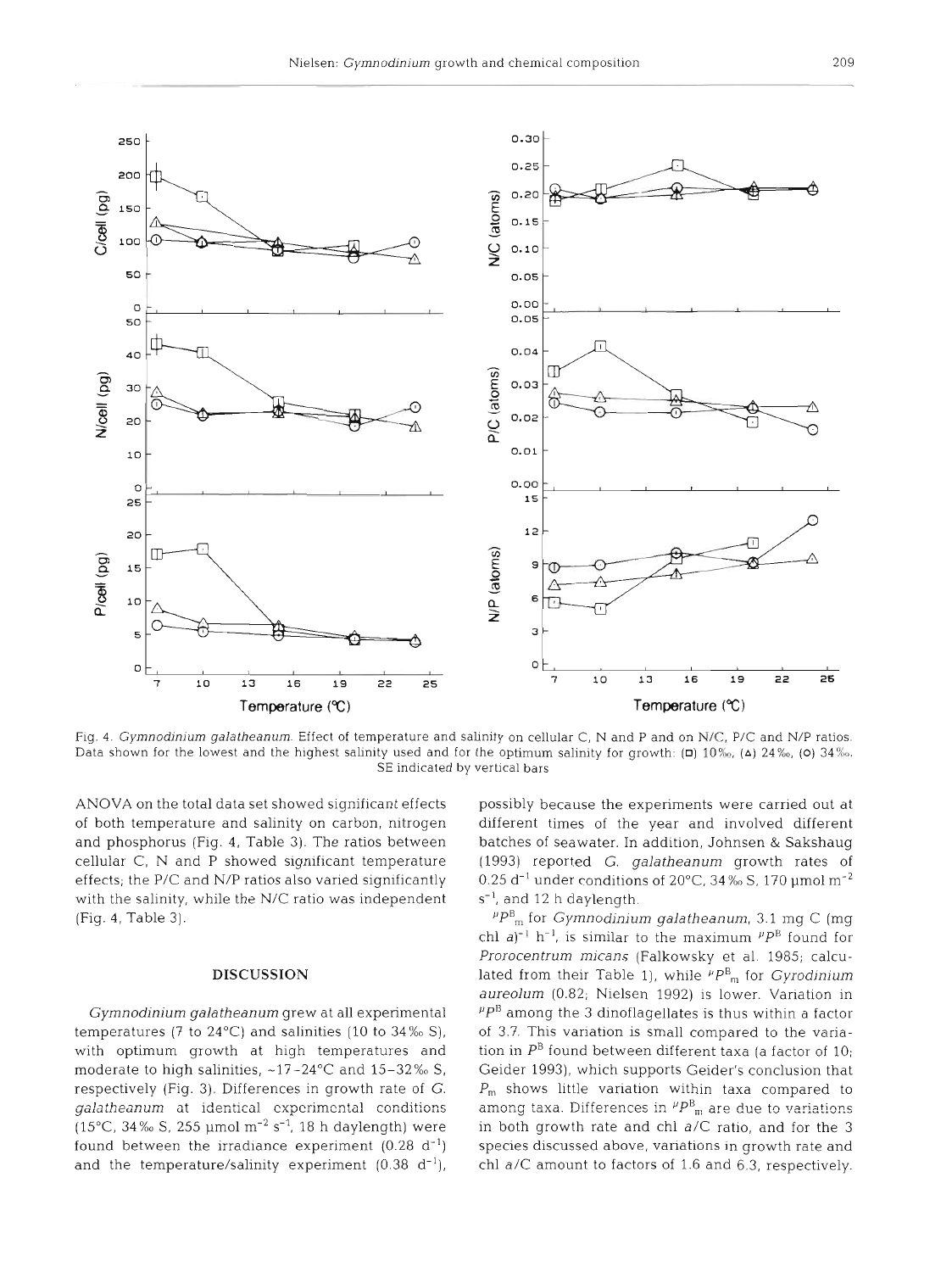Fig. 4. *Gymnodinium galatheanum*. Effect of temperature and salinity on cellular C, N and P and on N/C, P/C and N/P ratios. Data shown for the lowest and the highest salinity used and for the optimum salinity for growth: (□) 10‰, (△) 24‰, (○) 34‰. SE indicated by vertical bars

ANOVA on the total data set showed significant effects of both temperature and salinity on carbon, nitrogen and phosphorus (Fig. 4, Table 3). The ratios between cellular C, N and P showed significant temperature effects; the P/C and N/P ratios also varied significantly with the salinity, while the N/C ratio was independent (Fig. 4, Table 3).

## DISCUSSION

*Gymnodinium galatheanum* grew at all experimental temperatures (7 to 24°C) and salinities (10 to 34‰ S), with optimum growth at high temperatures and moderate to high salinities, ~17–24°C and 15–32‰ S, respectively (Fig. 3). Differences in growth rate of *G. galatheanum* at identical experimental conditions (15°C, 34‰ S, 255 µmol $m^{-2}$ $s^{-1}$, 18 h daylength) were found between the irradiance experiment (0.28 $d^{-1}$) and the temperature/salinity experiment (0.38 $d^{-1}$), possibly because the experiments were carried out at different times of the year and involved different batches of seawater. In addition, Johnsen & Sakshaug (1993) reported *G. galatheanum* growth rates of 0.25 $d^{-1}$ under conditions of 20°C, 34‰ S, 170 µmol $m^{-2}$ $s^{-1}$, and 12 h daylength.

${}^{\mu}P^{B}_{m}$ for *Gymnodinium galatheanum*, 3.1 mg C (mg chl *a*)$^{-1}$ $h^{-1}$, is similar to the maximum ${}^{\mu}P^{B}$ found for *Prorocentrum micans* (Falkowsky et al. 1985; calculated from their Table 1), while ${}^{\mu}P^{B}_{m}$ for *Gyrodinium aureolum* (0.82; Nielsen 1992) is lower. Variation in ${}^{\mu}P^{B}$ among the 3 dinoflagellates is thus within a factor of 3.7. This variation is small compared to the variation in $P^{B}$ found between different taxa (a factor of 10; Geider 1993), which supports Geider's conclusion that $P_m$ shows little variation within taxa compared to among taxa. Differences in ${}^{\mu}P^{B}_{m}$ are due to variations in both growth rate and chl *a*/C ratio, and for the 3 species discussed above, variations in growth rate and chl *a*/C amount to factors of 1.6 and 6.3, respectively.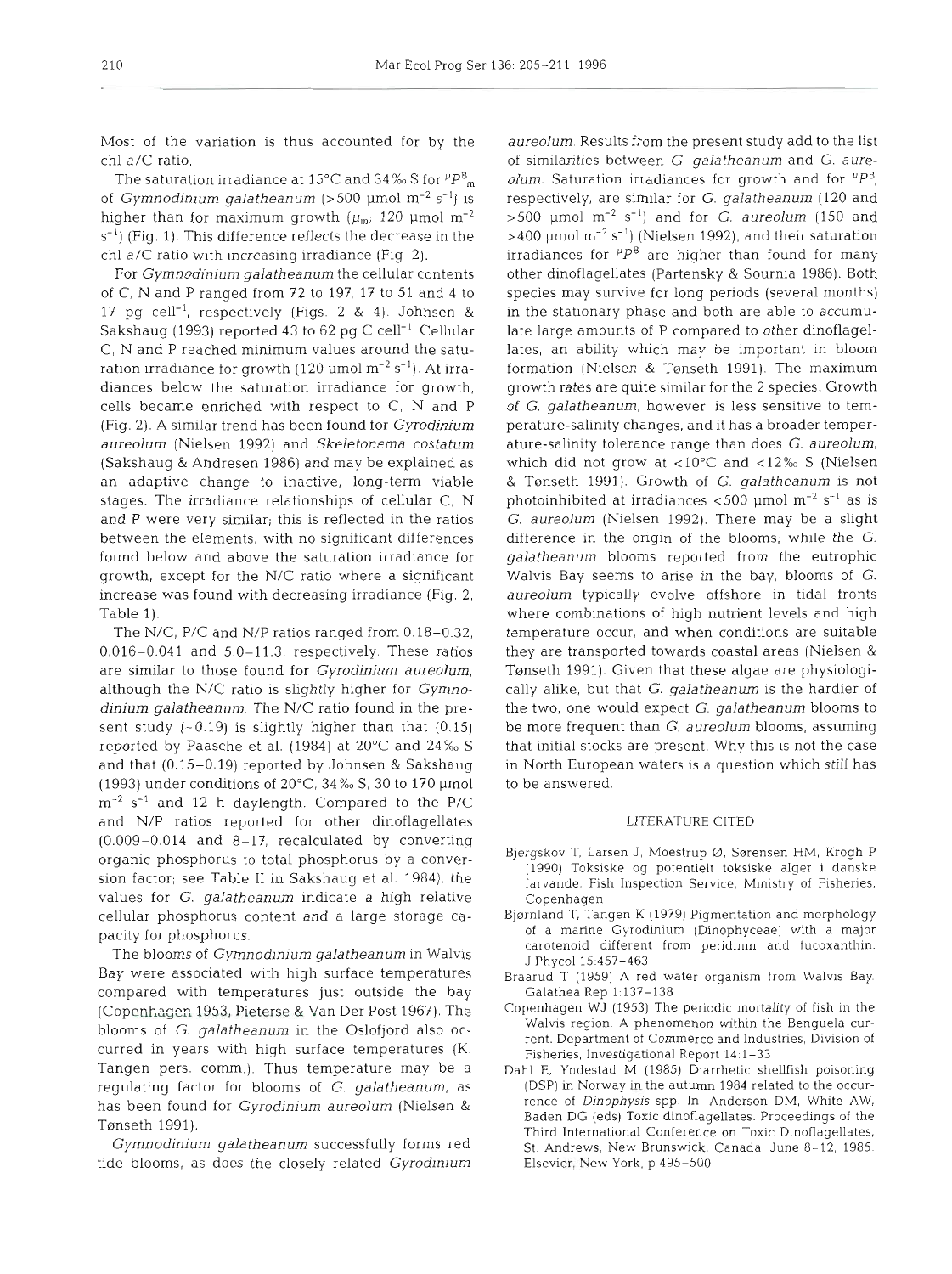Most of the variation is thus accounted for by the chl *a*/C ratio.

The saturation irradiance at 15°C and 34‰ S for $^{\mu}P^{B}_{m}$ of *Gymnodinium galatheanum* (>500 µmol m$^{-2}$ s$^{-1}$) is higher than for maximum growth ($\mu_m$; 120 µmol m$^{-2}$ s$^{-1}$) (Fig. 1). This difference reflects the decrease in the chl *a*/C ratio with increasing irradiance (Fig 2).

For *Gymnodinium galatheanum* the cellular contents of C, N and P ranged from 72 to 197, 17 to 51 and 4 to 17 pg cell$^{-1}$, respectively (Figs. 2 & 4). Johnsen & Sakshaug (1993) reported 43 to 62 pg C cell$^{-1}$. Cellular C, N and P reached minimum values around the saturation irradiance for growth (120 µmol m$^{-2}$ s$^{-1}$). At irradiances below the saturation irradiance for growth, cells became enriched with respect to C, N and P (Fig. 2). A similar trend has been found for *Gyrodinium aureolum* (Nielsen 1992) and *Skeletonema costatum* (Sakshaug & Andresen 1986) and may be explained as an adaptive change to inactive, long-term viable stages. The irradiance relationships of cellular C, N and P were very similar; this is reflected in the ratios between the elements, with no significant differences found below and above the saturation irradiance for growth, except for the N/C ratio where a significant increase was found with decreasing irradiance (Fig. 2, Table 1).

The N/C, P/C and N/P ratios ranged from 0.18–0.32, 0.016–0.041 and 5.0–11.3, respectively. These ratios are similar to those found for *Gyrodinium aureolum*, although the N/C ratio is slightly higher for *Gymnodinium galatheanum*. The N/C ratio found in the present study (~0.19) is slightly higher than that (0.15) reported by Paasche et al. (1984) at 20°C and 24‰ S and that (0.15–0.19) reported by Johnsen & Sakshaug (1993) under conditions of 20°C, 34‰ S, 30 to 170 µmol m$^{-2}$ s$^{-1}$ and 12 h daylength. Compared to the P/C and N/P ratios reported for other dinoflagellates (0.009–0.014 and 8–17, recalculated by converting organic phosphorus to total phosphorus by a conversion factor; see Table II in Sakshaug et al. 1984), the values for *G. galatheanum* indicate a high relative cellular phosphorus content and a large storage capacity for phosphorus.

The blooms of *Gymnodinium galatheanum* in Walvis Bay were associated with high surface temperatures compared with temperatures just outside the bay (Copenhagen 1953, Pieterse & Van Der Post 1967). The blooms of *G. galatheanum* in the Oslofjord also occurred in years with high surface temperatures (K. Tangen pers. comm.). Thus temperature may be a regulating factor for blooms of *G. galatheanum*, as has been found for *Gyrodinium aureolum* (Nielsen & Tønseth 1991).

*Gymnodinium galatheanum* successfully forms red tide blooms, as does the closely related *Gyrodinium aureolum*. Results from the present study add to the list of similarities between *G. galatheanum* and *G. aureolum*. Saturation irradiances for growth and for $^{\mu}P^{B}$, respectively, are similar for *G. galatheanum* (120 and >500 µmol m$^{-2}$ s$^{-1}$) and for *G. aureolum* (150 and >400 µmol m$^{-2}$ s$^{-1}$) (Nielsen 1992), and their saturation irradiances for $^{\mu}P^{B}$ are higher than found for many other dinoflagellates (Partensky & Sournia 1986). Both species may survive for long periods (several months) in the stationary phase and both are able to accumulate large amounts of P compared to other dinoflagellates, an ability which may be important in bloom formation (Nielsen & Tønseth 1991). The maximum growth rates are quite similar for the 2 species. Growth of *G. galatheanum*, however, is less sensitive to temperature-salinity changes, and it has a broader temperature-salinity tolerance range than does *G. aureolum*, which did not grow at <10°C and <12‰ S (Nielsen & Tønseth 1991). Growth of *G. galatheanum* is not photoinhibited at irradiances <500 µmol m$^{-2}$ s$^{-1}$ as is *G. aureolum* (Nielsen 1992). There may be a slight difference in the origin of the blooms; while the *G. galatheanum* blooms reported from the eutrophic Walvis Bay seems to arise in the bay, blooms of *G. aureolum* typically evolve offshore in tidal fronts where combinations of high nutrient levels and high temperature occur, and when conditions are suitable they are transported towards coastal areas (Nielsen & Tønseth 1991). Given that these algae are physiologically alike, but that *G. galatheanum* is the hardier of the two, one would expect *G. galatheanum* blooms to be more frequent than *G. aureolum* blooms, assuming that initial stocks are present. Why this is not the case in North European waters is a question which still has to be answered.

## LITERATURE CITED

Bjergskov T, Larsen J, Moestrup Ø, Sørensen HM, Krogh P (1990) Toksiske og potentielt toksiske alger i danske farvande. Fish Inspection Service, Ministry of Fisheries, Copenhagen

Bjørnland T, Tangen K (1979) Pigmentation and morphology of a marine Gyrodinium (Dinophyceae) with a major carotenoid different from peridinin and fucoxanthin. J Phycol 15:457–463

Braarud T (1959) A red water organism from Walvis Bay. Galathea Rep 1:137–138

Copenhagen WJ (1953) The periodic mortality of fish in the Walvis region. A phenomenon within the Benguela current. Department of Commerce and Industries, Division of Fisheries, Investigational Report 14:1–33

Dahl E, Yndestad M (1985) Diarrhetic shellfish poisoning (DSP) in Norway in the autumn 1984 related to the occurrence of *Dinophysis* spp. In: Anderson DM, White AW, Baden DG (eds) Toxic dinoflagellates. Proceedings of the Third International Conference on Toxic Dinoflagellates, St. Andrews, New Brunswick, Canada, June 8–12, 1985. Elsevier, New York, p 495–500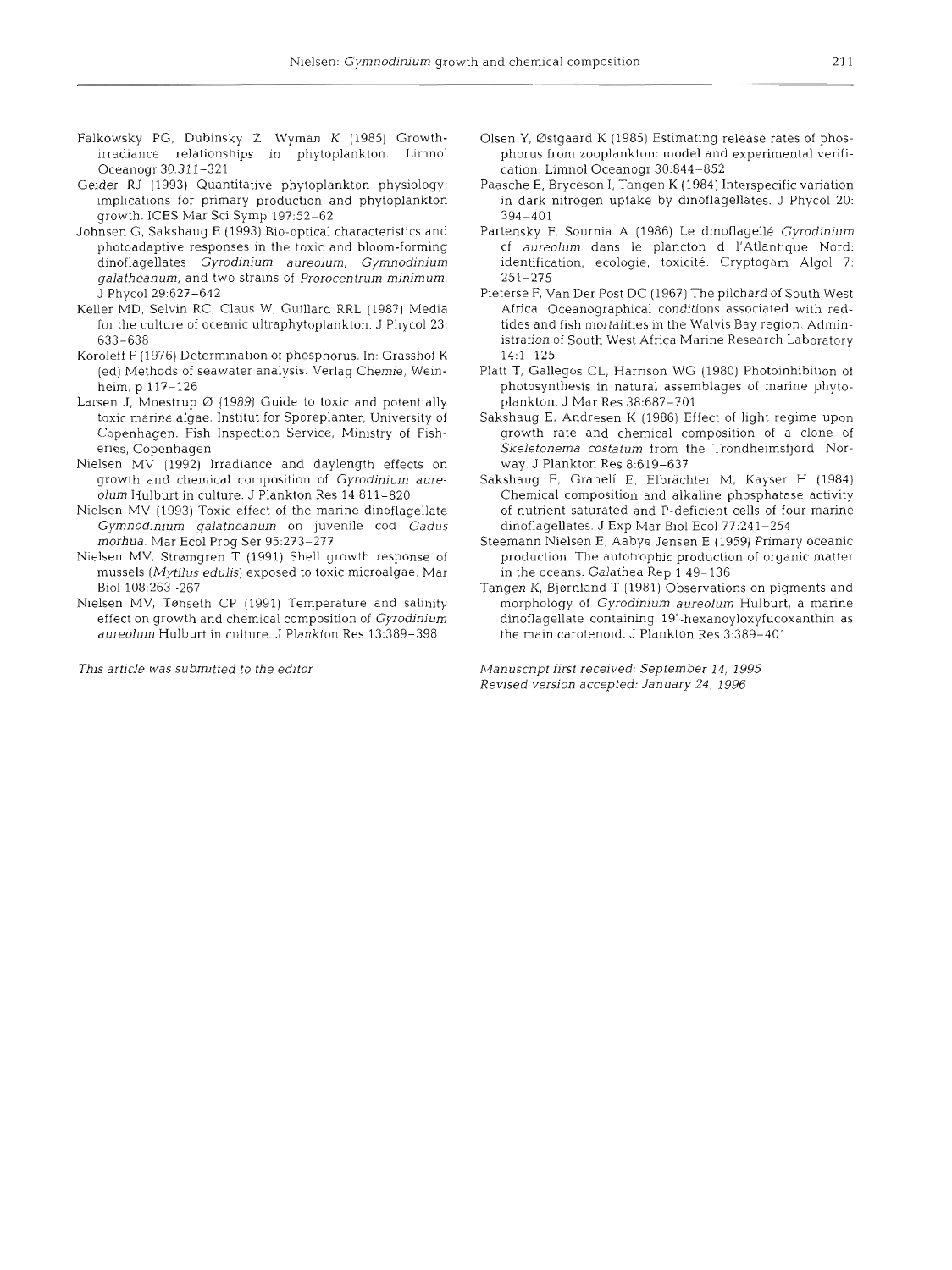Falkowsky PG, Dubinsky Z, Wyman K (1985) Growth-irradiance relationships in phytoplankton. Limnol Oceanogr 30:311–321

Geider RJ (1993) Quantitative phytoplankton physiology: implications for primary production and phytoplankton growth. ICES Mar Sci Symp 197:52–62

Johnsen G, Sakshaug E (1993) Bio-optical characteristics and photoadaptive responses in the toxic and bloom-forming dinoflagellates *Gyrodinium aureolum*, *Gymnodinium galatheanum*, and two strains of *Prorocentrum minimum*. J Phycol 29:627–642

Keller MD, Selvin RC, Claus W, Guillard RRL (1987) Media for the culture of oceanic ultraphytoplankton. J Phycol 23: 633–638

Koroleff F (1976) Determination of phosphorus. In: Grasshof K (ed) Methods of seawater analysis. Verlag Chemie, Weinheim, p 117–126

Larsen J, Moestrup Ø (1989) Guide to toxic and potentially toxic marine algae. Institut for Sporeplanter, University of Copenhagen. Fish Inspection Service, Ministry of Fisheries, Copenhagen

Nielsen MV (1992) Irradiance and daylength effects on growth and chemical composition of *Gyrodinium aureolum* Hulburt in culture. J Plankton Res 14:811–820

Nielsen MV (1993) Toxic effect of the marine dinoflagellate *Gymnodinium galatheanum* on juvenile cod *Gadus morhua*. Mar Ecol Prog Ser 95:273–277

Nielsen MV, Strømgren T (1991) Shell growth response of mussels (*Mytilus edulis*) exposed to toxic microalgae. Mar Biol 108:263–267

Nielsen MV, Tønseth CP (1991) Temperature and salinity effect on growth and chemical composition of *Gyrodinium aureolum* Hulburt in culture. J Plankton Res 13:389–398

Olsen Y, Østgaard K (1985) Estimating release rates of phosphorus from zooplankton: model and experimental verification. Limnol Oceanogr 30:844–852

Paasche E, Bryceson I, Tangen K (1984) Interspecific variation in dark nitrogen uptake by dinoflagellates. J Phycol 20: 394–401

Partensky F, Sournia A (1986) Le dinoflagellé *Gyrodinium* cf *aureolum* dans le plancton d l'Atlantique Nord: identification, ecologie, toxicité. Cryptogam Algol 7: 251–275

Pieterse F, Van Der Post DC (1967) The pilchard of South West Africa. Oceanographical conditions associated with red-tides and fish mortalities in the Walvis Bay region. Administration of South West Africa Marine Research Laboratory 14:1–125

Platt T, Gallegos CL, Harrison WG (1980) Photoinhibition of photosynthesis in natural assemblages of marine phytoplankton. J Mar Res 38:687–701

Sakshaug E, Andresen K (1986) Effect of light regime upon growth rate and chemical composition of a clone of *Skeletonema costatum* from the Trondheimsfjord, Norway. J Plankton Res 8:619–637

Sakshaug E, Granelí E, Elbrächter M, Kayser H (1984) Chemical composition and alkaline phosphatase activity of nutrient-saturated and P-deficient cells of four marine dinoflagellates. J Exp Mar Biol Ecol 77:241–254

Steemann Nielsen E, Aabye Jensen E (1959) Primary oceanic production. The autotrophic production of organic matter in the oceans. Galathea Rep 1:49–136

Tangen K, Bjørnland T (1981) Observations on pigments and morphology of *Gyrodinium aureolum* Hulburt, a marine dinoflagellate containing 19'-hexanoyloxyfucoxanthin as the main carotenoid. J Plankton Res 3:389–401

*This article was submitted to the editor*

*Manuscript first received: September 14, 1995*
*Revised version accepted: January 24, 1996*